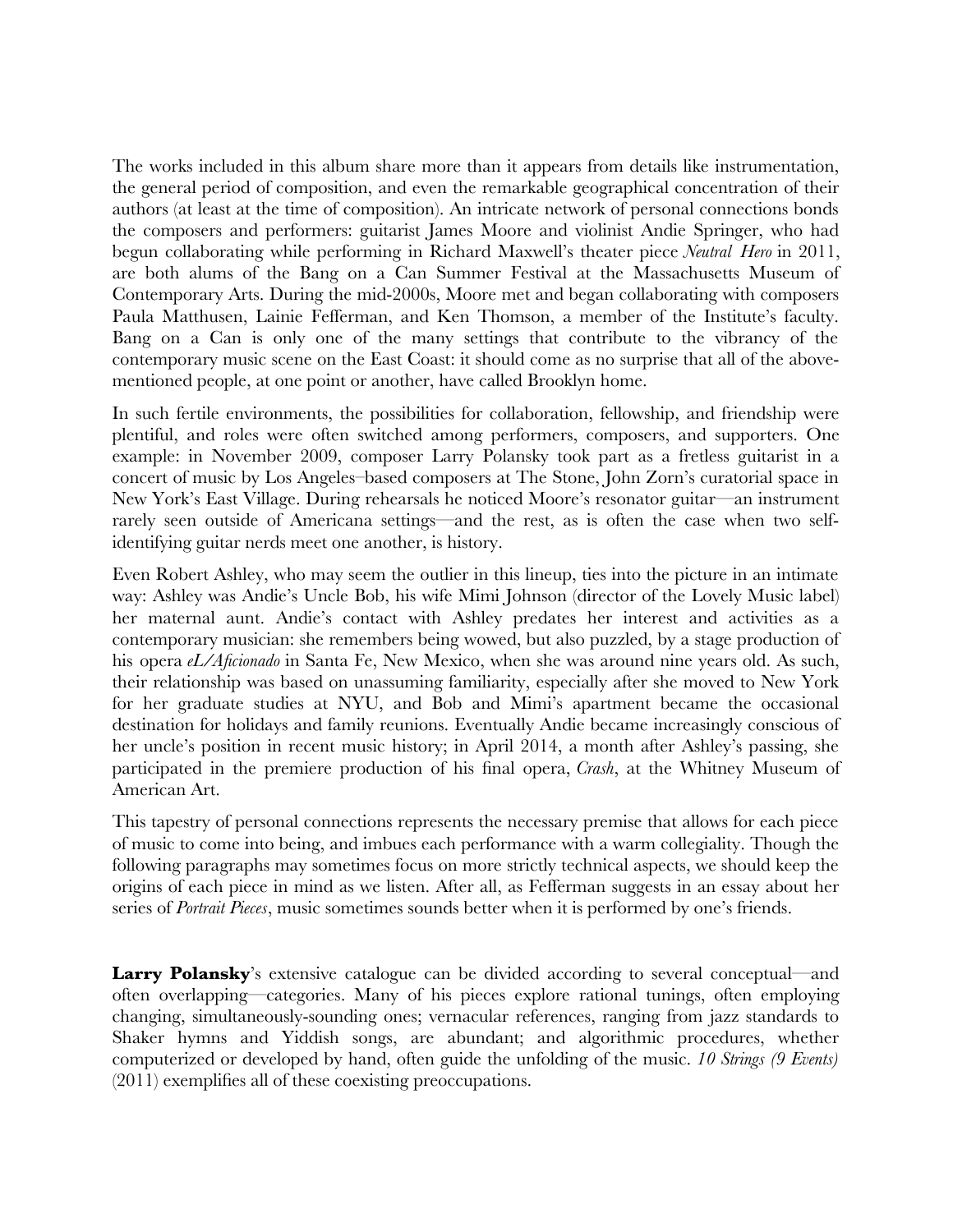The works included in this album share more than it appears from details like instrumentation, the general period of composition, and even the remarkable geographical concentration of their authors (at least at the time of composition). An intricate network of personal connections bonds the composers and performers: guitarist James Moore and violinist Andie Springer, who had begun collaborating while performing in Richard Maxwell's theater piece *Neutral Hero* in 2011, are both alums of the Bang on a Can Summer Festival at the Massachusetts Museum of Contemporary Arts. During the mid-2000s, Moore met and began collaborating with composers Paula Matthusen, Lainie Fefferman, and Ken Thomson, a member of the Institute's faculty. Bang on a Can is only one of the many settings that contribute to the vibrancy of the contemporary music scene on the East Coast: it should come as no surprise that all of the above-mentioned people, at one point or another, have called Brooklyn home.

In such fertile environments, the possibilities for collaboration, fellowship, and friendship were plentiful, and roles were often switched among performers, composers, and supporters. One example: in November 2009, composer Larry Polansky took part as a fretless guitarist in a concert of music by Los Angeles–based composers at The Stone, John Zorn's curatorial space in New York's East Village. During rehearsals he noticed Moore's resonator guitar—an instrument rarely seen outside of Americana settings—and the rest, as is often the case when two self-identifying guitar nerds meet one another, is history.

Even Robert Ashley, who may seem the outlier in this lineup, ties into the picture in an intimate way: Ashley was Andie's Uncle Bob, his wife Mimi Johnson (director of the Lovely Music label) her maternal aunt. Andie's contact with Ashley predates her interest and activities as a contemporary musician: she remembers being wowed, but also puzzled, by a stage production of his opera *eL/Aficionado* in Santa Fe, New Mexico, when she was around nine years old. As such, their relationship was based on unassuming familiarity, especially after she moved to New York for her graduate studies at NYU, and Bob and Mimi's apartment became the occasional destination for holidays and family reunions. Eventually Andie became increasingly conscious of her uncle's position in recent music history; in April 2014, a month after Ashley's passing, she participated in the premiere production of his final opera, *Crash*, at the Whitney Museum of American Art.

This tapestry of personal connections represents the necessary premise that allows for each piece of music to come into being, and imbues each performance with a warm collegiality. Though the following paragraphs may sometimes focus on more strictly technical aspects, we should keep the origins of each piece in mind as we listen. After all, as Fefferman suggests in an essay about her series of *Portrait Pieces*, music sometimes sounds better when it is performed by one's friends.

**Larry Polansky**'s extensive catalogue can be divided according to several conceptual—and often overlapping—categories. Many of his pieces explore rational tunings, often employing changing, simultaneously-sounding ones; vernacular references, ranging from jazz standards to Shaker hymns and Yiddish songs, are abundant; and algorithmic procedures, whether computerized or developed by hand, often guide the unfolding of the music. *10 Strings (9 Events)* (2011) exemplifies all of these coexisting preoccupations.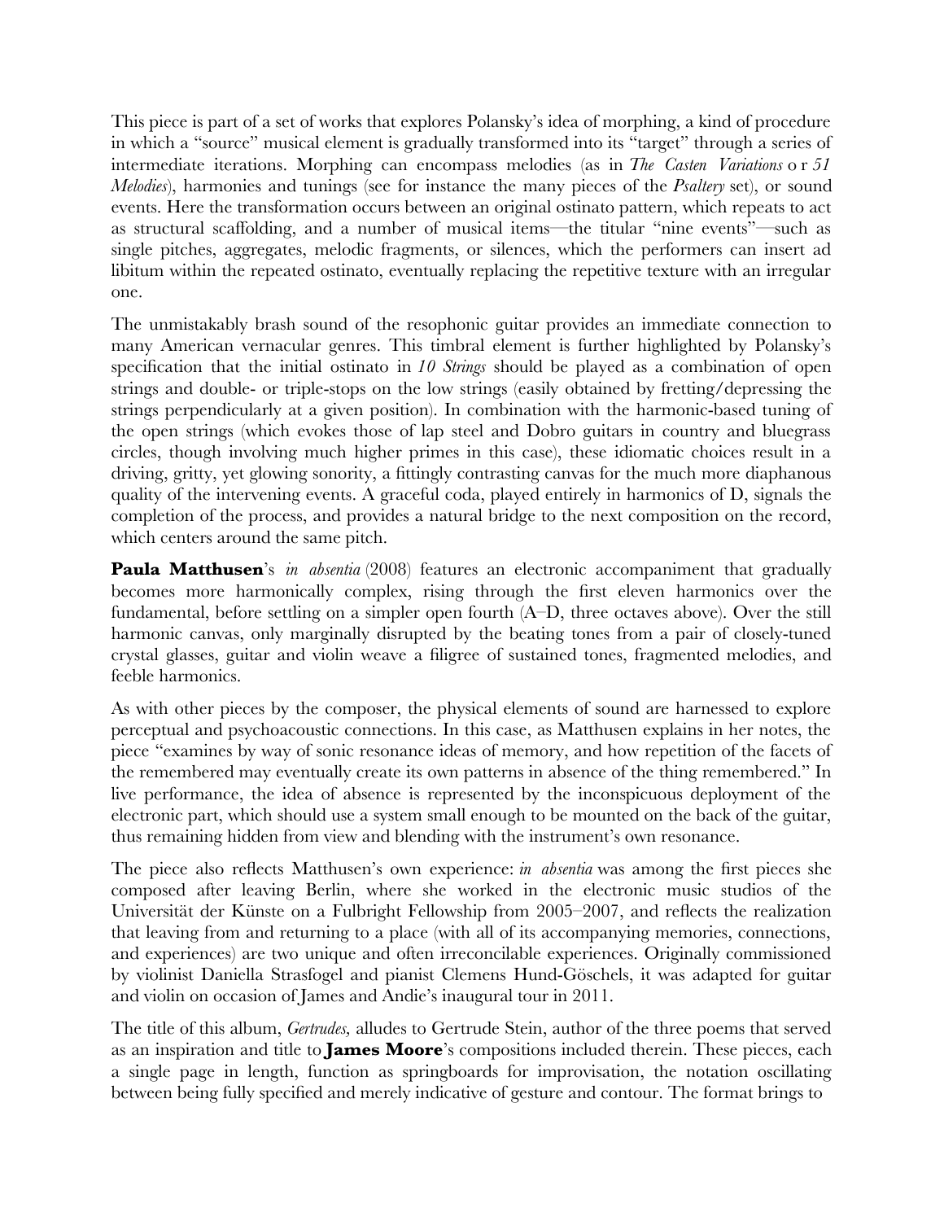This piece is part of a set of works that explores Polansky's idea of morphing, a kind of procedure in which a "source" musical element is gradually transformed into its "target" through a series of intermediate iterations. Morphing can encompass melodies (as in *The Casten Variations* or *51 Melodies*), harmonies and tunings (see for instance the many pieces of the *Psaltery* set), or sound events. Here the transformation occurs between an original ostinato pattern, which repeats to act as structural scaffolding, and a number of musical items—the titular "nine events"—such as single pitches, aggregates, melodic fragments, or silences, which the performers can insert ad libitum within the repeated ostinato, eventually replacing the repetitive texture with an irregular one.

The unmistakably brash sound of the resophonic guitar provides an immediate connection to many American vernacular genres. This timbral element is further highlighted by Polansky's specification that the initial ostinato in *10 Strings* should be played as a combination of open strings and double- or triple-stops on the low strings (easily obtained by fretting/depressing the strings perpendicularly at a given position). In combination with the harmonic-based tuning of the open strings (which evokes those of lap steel and Dobro guitars in country and bluegrass circles, though involving much higher primes in this case), these idiomatic choices result in a driving, gritty, yet glowing sonority, a fittingly contrasting canvas for the much more diaphanous quality of the intervening events. A graceful coda, played entirely in harmonics of D, signals the completion of the process, and provides a natural bridge to the next composition on the record, which centers around the same pitch.

**Paula Matthusen**'s *in absentia* (2008) features an electronic accompaniment that gradually becomes more harmonically complex, rising through the first eleven harmonics over the fundamental, before settling on a simpler open fourth (A–D, three octaves above). Over the still harmonic canvas, only marginally disrupted by the beating tones from a pair of closely-tuned crystal glasses, guitar and violin weave a filigree of sustained tones, fragmented melodies, and feeble harmonics.

As with other pieces by the composer, the physical elements of sound are harnessed to explore perceptual and psychoacoustic connections. In this case, as Matthusen explains in her notes, the piece "examines by way of sonic resonance ideas of memory, and how repetition of the facets of the remembered may eventually create its own patterns in absence of the thing remembered." In live performance, the idea of absence is represented by the inconspicuous deployment of the electronic part, which should use a system small enough to be mounted on the back of the guitar, thus remaining hidden from view and blending with the instrument's own resonance.

The piece also reflects Matthusen's own experience: *in absentia* was among the first pieces she composed after leaving Berlin, where she worked in the electronic music studios of the Universität der Künste on a Fulbright Fellowship from 2005–2007, and reflects the realization that leaving from and returning to a place (with all of its accompanying memories, connections, and experiences) are two unique and often irreconcilable experiences. Originally commissioned by violinist Daniella Strasfogel and pianist Clemens Hund-Göschels, it was adapted for guitar and violin on occasion of James and Andie's inaugural tour in 2011.

The title of this album, *Gertrudes*, alludes to Gertrude Stein, author of the three poems that served as an inspiration and title to **James Moore**'s compositions included therein. These pieces, each a single page in length, function as springboards for improvisation, the notation oscillating between being fully specified and merely indicative of gesture and contour. The format brings to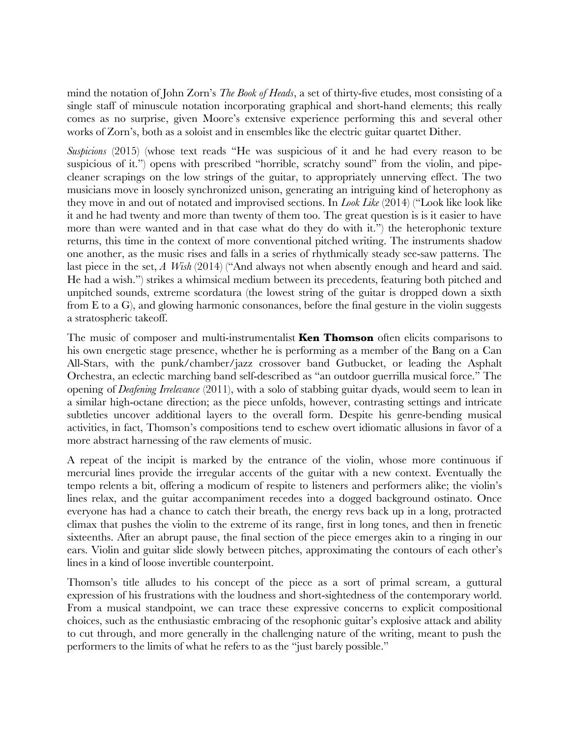mind the notation of John Zorn's *The Book of Heads*, a set of thirty-five etudes, most consisting of a single staff of minuscule notation incorporating graphical and short-hand elements; this really comes as no surprise, given Moore's extensive experience performing this and several other works of Zorn's, both as a soloist and in ensembles like the electric guitar quartet Dither.

*Suspicions* (2015) (whose text reads "He was suspicious of it and he had every reason to be suspicious of it.") opens with prescribed "horrible, scratchy sound" from the violin, and pipe-cleaner scrapings on the low strings of the guitar, to appropriately unnerving effect. The two musicians move in loosely synchronized unison, generating an intriguing kind of heterophony as they move in and out of notated and improvised sections. In *Look Like* (2014) ("Look like look like it and he had twenty and more than twenty of them too. The great question is is it easier to have more than were wanted and in that case what do they do with it.") the heterophonic texture returns, this time in the context of more conventional pitched writing. The instruments shadow one another, as the music rises and falls in a series of rhythmically steady see-saw patterns. The last piece in the set, *A Wish* (2014) ("And always not when absently enough and heard and said. He had a wish.") strikes a whimsical medium between its precedents, featuring both pitched and unpitched sounds, extreme scordatura (the lowest string of the guitar is dropped down a sixth from E to a G), and glowing harmonic consonances, before the final gesture in the violin suggests a stratospheric takeoff.

The music of composer and multi-instrumentalist **Ken Thomson** often elicits comparisons to his own energetic stage presence, whether he is performing as a member of the Bang on a Can All-Stars, with the punk/chamber/jazz crossover band Gutbucket, or leading the Asphalt Orchestra, an eclectic marching band self-described as "an outdoor guerrilla musical force." The opening of *Deafening Irrelevance* (2011), with a solo of stabbing guitar dyads, would seem to lean in a similar high-octane direction; as the piece unfolds, however, contrasting settings and intricate subtleties uncover additional layers to the overall form. Despite his genre-bending musical activities, in fact, Thomson's compositions tend to eschew overt idiomatic allusions in favor of a more abstract harnessing of the raw elements of music.

A repeat of the incipit is marked by the entrance of the violin, whose more continuous if mercurial lines provide the irregular accents of the guitar with a new context. Eventually the tempo relents a bit, offering a modicum of respite to listeners and performers alike; the violin's lines relax, and the guitar accompaniment recedes into a dogged background ostinato. Once everyone has had a chance to catch their breath, the energy revs back up in a long, protracted climax that pushes the violin to the extreme of its range, first in long tones, and then in frenetic sixteenths. After an abrupt pause, the final section of the piece emerges akin to a ringing in our ears. Violin and guitar slide slowly between pitches, approximating the contours of each other's lines in a kind of loose invertible counterpoint.

Thomson's title alludes to his concept of the piece as a sort of primal scream, a guttural expression of his frustrations with the loudness and short-sightedness of the contemporary world. From a musical standpoint, we can trace these expressive concerns to explicit compositional choices, such as the enthusiastic embracing of the resophonic guitar's explosive attack and ability to cut through, and more generally in the challenging nature of the writing, meant to push the performers to the limits of what he refers to as the "just barely possible."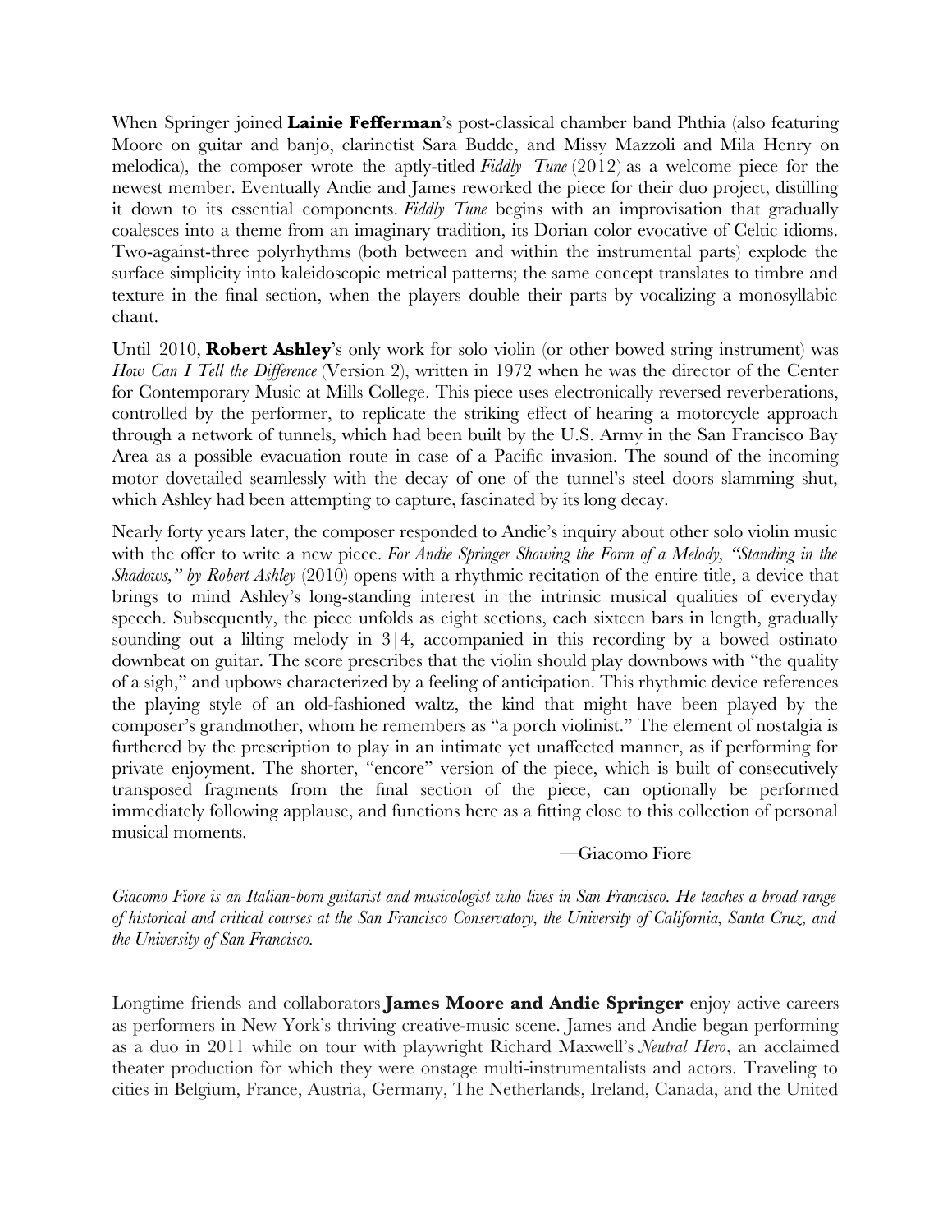When Springer joined **Lainie Fefferman**'s post-classical chamber band Phthia (also featuring Moore on guitar and banjo, clarinetist Sara Budde, and Missy Mazzoli and Mila Henry on melodica), the composer wrote the aptly-titled *Fiddly Tune* (2012) as a welcome piece for the newest member. Eventually Andie and James reworked the piece for their duo project, distilling it down to its essential components. *Fiddly Tune* begins with an improvisation that gradually coalesces into a theme from an imaginary tradition, its Dorian color evocative of Celtic idioms. Two-against-three polyrhythms (both between and within the instrumental parts) explode the surface simplicity into kaleidoscopic metrical patterns; the same concept translates to timbre and texture in the final section, when the players double their parts by vocalizing a monosyllabic chant.

Until 2010, **Robert Ashley**'s only work for solo violin (or other bowed string instrument) was *How Can I Tell the Difference* (Version 2), written in 1972 when he was the director of the Center for Contemporary Music at Mills College. This piece uses electronically reversed reverberations, controlled by the performer, to replicate the striking effect of hearing a motorcycle approach through a network of tunnels, which had been built by the U.S. Army in the San Francisco Bay Area as a possible evacuation route in case of a Pacific invasion. The sound of the incoming motor dovetailed seamlessly with the decay of one of the tunnel's steel doors slamming shut, which Ashley had been attempting to capture, fascinated by its long decay.

Nearly forty years later, the composer responded to Andie's inquiry about other solo violin music with the offer to write a new piece. *For Andie Springer Showing the Form of a Melody, "Standing in the Shadows," by Robert Ashley* (2010) opens with a rhythmic recitation of the entire title, a device that brings to mind Ashley's long-standing interest in the intrinsic musical qualities of everyday speech. Subsequently, the piece unfolds as eight sections, each sixteen bars in length, gradually sounding out a lilting melody in 3|4, accompanied in this recording by a bowed ostinato downbeat on guitar. The score prescribes that the violin should play downbows with "the quality of a sigh," and upbows characterized by a feeling of anticipation. This rhythmic device references the playing style of an old-fashioned waltz, the kind that might have been played by the composer's grandmother, whom he remembers as "a porch violinist." The element of nostalgia is furthered by the prescription to play in an intimate yet unaffected manner, as if performing for private enjoyment. The shorter, "encore" version of the piece, which is built of consecutively transposed fragments from the final section of the piece, can optionally be performed immediately following applause, and functions here as a fitting close to this collection of personal musical moments.

—Giacomo Fiore

*Giacomo Fiore is an Italian-born guitarist and musicologist who lives in San Francisco. He teaches a broad range of historical and critical courses at the San Francisco Conservatory, the University of California, Santa Cruz, and the University of San Francisco.*

Longtime friends and collaborators **James Moore and Andie Springer** enjoy active careers as performers in New York's thriving creative-music scene. James and Andie began performing as a duo in 2011 while on tour with playwright Richard Maxwell's *Neutral Hero*, an acclaimed theater production for which they were onstage multi-instrumentalists and actors. Traveling to cities in Belgium, France, Austria, Germany, The Netherlands, Ireland, Canada, and the United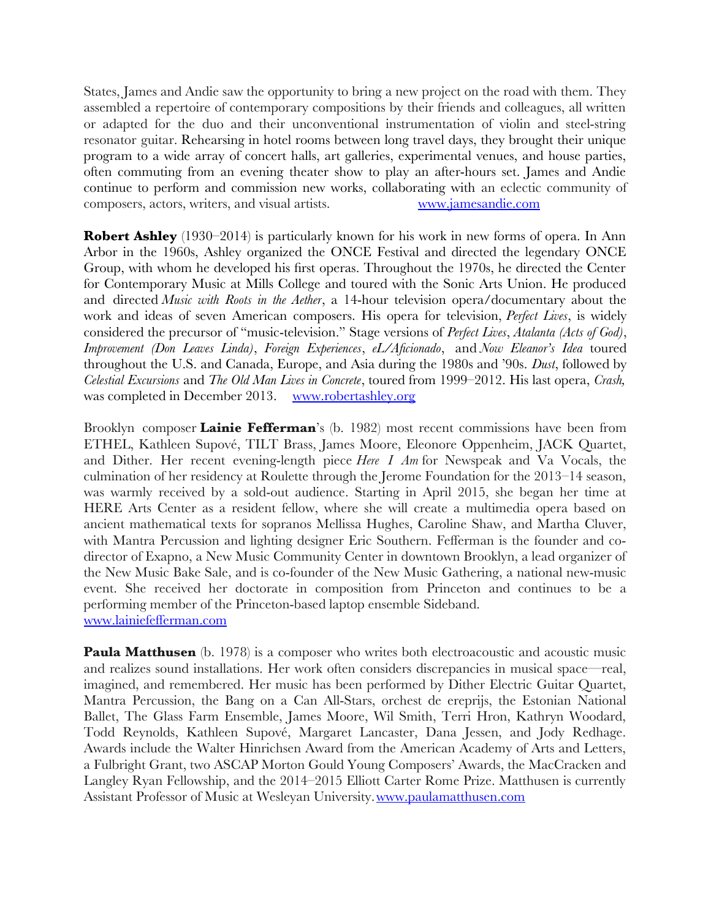States, James and Andie saw the opportunity to bring a new project on the road with them. They assembled a repertoire of contemporary compositions by their friends and colleagues, all written or adapted for the duo and their unconventional instrumentation of violin and steel-string resonator guitar. Rehearsing in hotel rooms between long travel days, they brought their unique program to a wide array of concert halls, art galleries, experimental venues, and house parties, often commuting from an evening theater show to play an after-hours set. James and Andie continue to perform and commission new works, collaborating with an eclectic community of composers, actors, writers, and visual artists. www.jamesandie.com

**Robert Ashley** (1930–2014) is particularly known for his work in new forms of opera. In Ann Arbor in the 1960s, Ashley organized the ONCE Festival and directed the legendary ONCE Group, with whom he developed his first operas. Throughout the 1970s, he directed the Center for Contemporary Music at Mills College and toured with the Sonic Arts Union. He produced and directed *Music with Roots in the Aether*, a 14-hour television opera/documentary about the work and ideas of seven American composers. His opera for television, *Perfect Lives*, is widely considered the precursor of "music-television." Stage versions of *Perfect Lives*, *Atalanta (Acts of God)*, *Improvement (Don Leaves Linda)*, *Foreign Experiences*, *eL/Aficionado*, and *Now Eleanor's Idea* toured throughout the U.S. and Canada, Europe, and Asia during the 1980s and '90s. *Dust*, followed by *Celestial Excursions* and *The Old Man Lives in Concrete*, toured from 1999–2012. His last opera, *Crash,* was completed in December 2013. www.robertashley.org

Brooklyn composer **Lainie Fefferman**'s (b. 1982) most recent commissions have been from ETHEL, Kathleen Supové, TILT Brass, James Moore, Eleonore Oppenheim, JACK Quartet, and Dither. Her recent evening-length piece *Here I Am* for Newspeak and Va Vocals, the culmination of her residency at Roulette through the Jerome Foundation for the 2013–14 season, was warmly received by a sold-out audience. Starting in April 2015, she began her time at HERE Arts Center as a resident fellow, where she will create a multimedia opera based on ancient mathematical texts for sopranos Mellissa Hughes, Caroline Shaw, and Martha Cluver, with Mantra Percussion and lighting designer Eric Southern. Fefferman is the founder and co-director of Exapno, a New Music Community Center in downtown Brooklyn, a lead organizer of the New Music Bake Sale, and is co-founder of the New Music Gathering, a national new-music event. She received her doctorate in composition from Princeton and continues to be a performing member of the Princeton-based laptop ensemble Sideband.
www.lainiefefferman.com

**Paula Matthusen** (b. 1978) is a composer who writes both electroacoustic and acoustic music and realizes sound installations. Her work often considers discrepancies in musical space—real, imagined, and remembered. Her music has been performed by Dither Electric Guitar Quartet, Mantra Percussion, the Bang on a Can All-Stars, orchest de ereprijs, the Estonian National Ballet, The Glass Farm Ensemble, James Moore, Wil Smith, Terri Hron, Kathryn Woodard, Todd Reynolds, Kathleen Supové, Margaret Lancaster, Dana Jessen, and Jody Redhage. Awards include the Walter Hinrichsen Award from the American Academy of Arts and Letters, a Fulbright Grant, two ASCAP Morton Gould Young Composers' Awards, the MacCracken and Langley Ryan Fellowship, and the 2014–2015 Elliott Carter Rome Prize. Matthusen is currently Assistant Professor of Music at Wesleyan University. www.paulamatthusen.com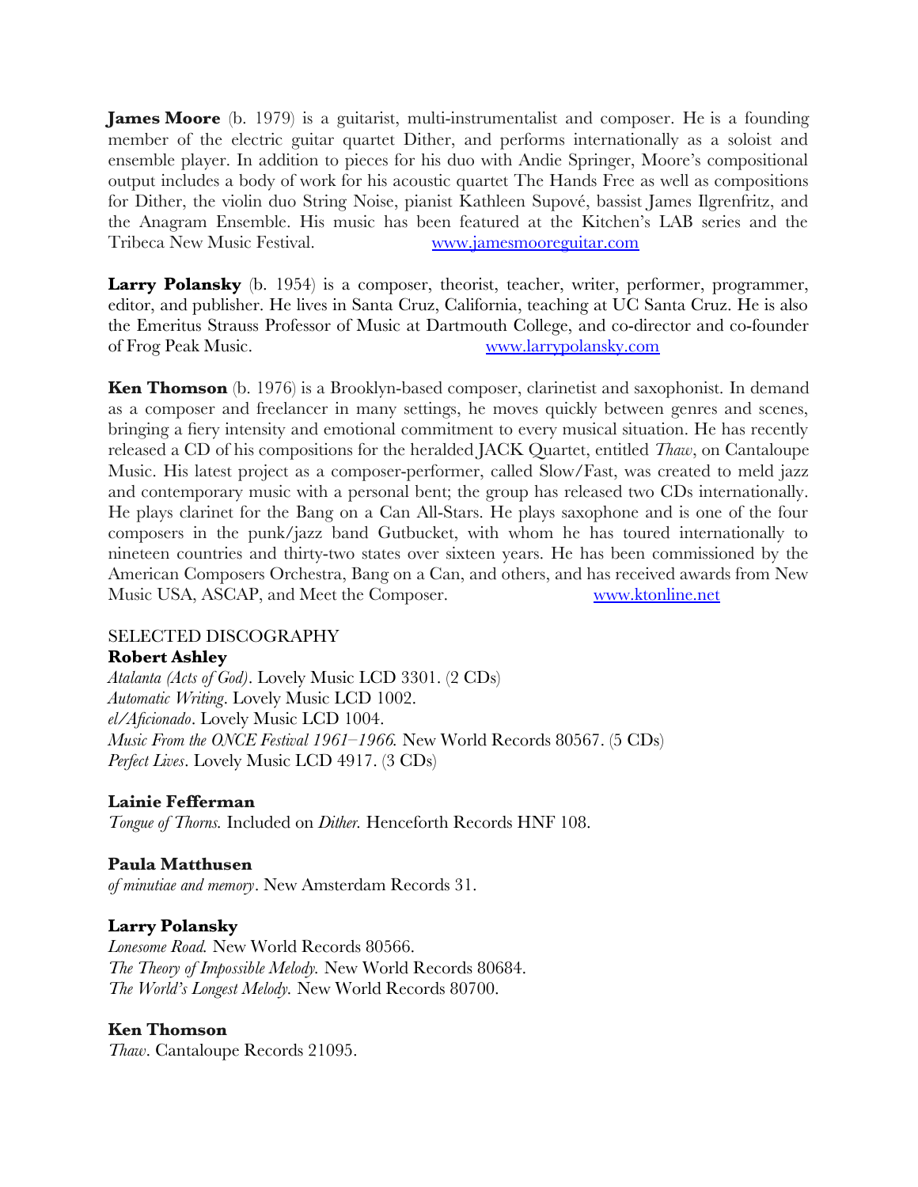**James Moore** (b. 1979) is a guitarist, multi-instrumentalist and composer. He is a founding member of the electric guitar quartet Dither, and performs internationally as a soloist and ensemble player. In addition to pieces for his duo with Andie Springer, Moore's compositional output includes a body of work for his acoustic quartet The Hands Free as well as compositions for Dither, the violin duo String Noise, pianist Kathleen Supové, bassist James Ilgrenfritz, and the Anagram Ensemble. His music has been featured at the Kitchen's LAB series and the Tribeca New Music Festival. [www.jamesmooreguitar.com](http://www.jamesmooreguitar.com)

**Larry Polansky** (b. 1954) is a composer, theorist, teacher, writer, performer, programmer, editor, and publisher. He lives in Santa Cruz, California, teaching at UC Santa Cruz. He is also the Emeritus Strauss Professor of Music at Dartmouth College, and co-director and co-founder of Frog Peak Music. [www.larrypolansky.com](http://www.larrypolansky.com)

**Ken Thomson** (b. 1976) is a Brooklyn-based composer, clarinetist and saxophonist. In demand as a composer and freelancer in many settings, he moves quickly between genres and scenes, bringing a fiery intensity and emotional commitment to every musical situation. He has recently released a CD of his compositions for the heralded JACK Quartet, entitled *Thaw*, on Cantaloupe Music. His latest project as a composer-performer, called Slow/Fast, was created to meld jazz and contemporary music with a personal bent; the group has released two CDs internationally. He plays clarinet for the Bang on a Can All-Stars. He plays saxophone and is one of the four composers in the punk/jazz band Gutbucket, with whom he has toured internationally to nineteen countries and thirty-two states over sixteen years. He has been commissioned by the American Composers Orchestra, Bang on a Can, and others, and has received awards from New Music USA, ASCAP, and Meet the Composer. [www.ktonline.net](http://www.ktonline.net)

SELECTED DISCOGRAPHY

**Robert Ashley**
*Atalanta (Acts of God)*. Lovely Music LCD 3301. (2 CDs)
*Automatic Writing*. Lovely Music LCD 1002.
*el/Aficionado*. Lovely Music LCD 1004.
*Music From the ONCE Festival 1961–1966.* New World Records 80567. (5 CDs)
*Perfect Lives*. Lovely Music LCD 4917. (3 CDs)

**Lainie Fefferman**
*Tongue of Thorns.* Included on *Dither.* Henceforth Records HNF 108.

**Paula Matthusen**
*of minutiae and memory*. New Amsterdam Records 31.

**Larry Polansky**
*Lonesome Road.* New World Records 80566.
*The Theory of Impossible Melody.* New World Records 80684.
*The World's Longest Melody.* New World Records 80700.

**Ken Thomson**
*Thaw*. Cantaloupe Records 21095.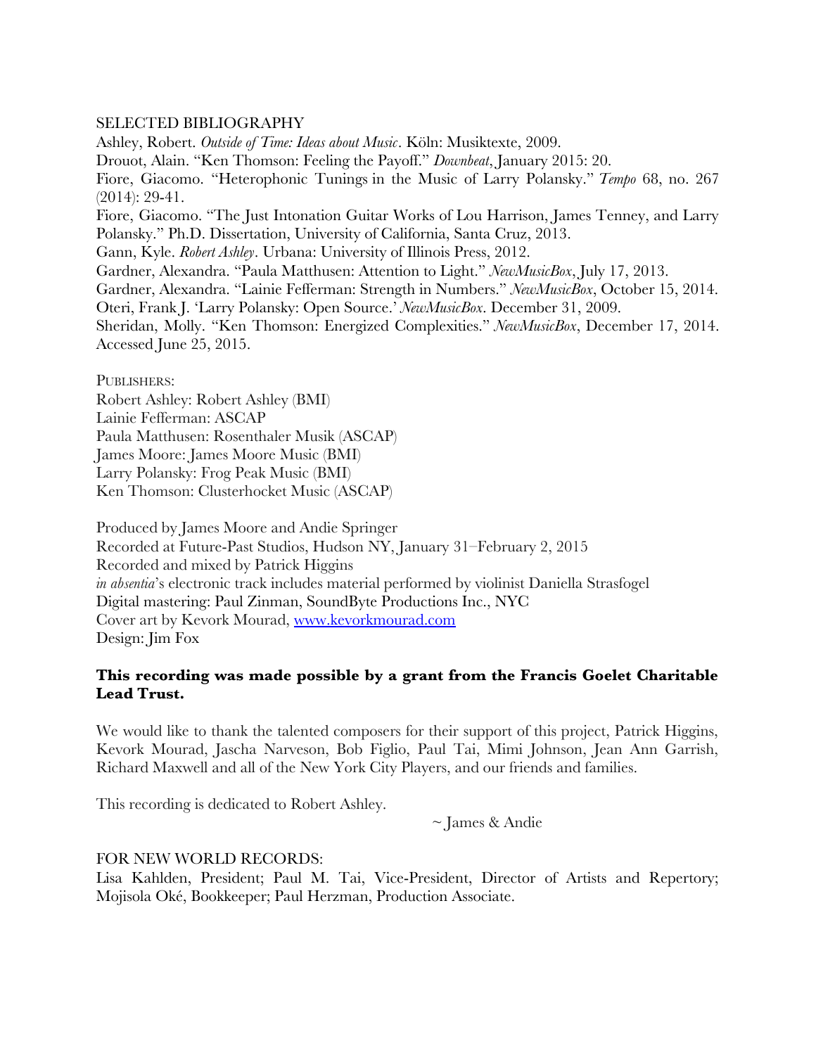SELECTED BIBLIOGRAPHY

Ashley, Robert. *Outside of Time: Ideas about Music*. Köln: Musiktexte, 2009.
Drouot, Alain. "Ken Thomson: Feeling the Payoff." *Downbeat*, January 2015: 20.
Fiore, Giacomo. "Heterophonic Tunings in the Music of Larry Polansky." *Tempo* 68, no. 267 (2014): 29-41.
Fiore, Giacomo. "The Just Intonation Guitar Works of Lou Harrison, James Tenney, and Larry Polansky." Ph.D. Dissertation, University of California, Santa Cruz, 2013.
Gann, Kyle. *Robert Ashley*. Urbana: University of Illinois Press, 2012.
Gardner, Alexandra. "Paula Matthusen: Attention to Light." *NewMusicBox*, July 17, 2013.
Gardner, Alexandra. "Lainie Fefferman: Strength in Numbers." *NewMusicBox*, October 15, 2014.
Oteri, Frank J. 'Larry Polansky: Open Source.' *NewMusicBox*. December 31, 2009.
Sheridan, Molly. "Ken Thomson: Energized Complexities." *NewMusicBox*, December 17, 2014. Accessed June 25, 2015.

PUBLISHERS:
Robert Ashley: Robert Ashley (BMI)
Lainie Fefferman: ASCAP
Paula Matthusen: Rosenthaler Musik (ASCAP)
James Moore: James Moore Music (BMI)
Larry Polansky: Frog Peak Music (BMI)
Ken Thomson: Clusterhocket Music (ASCAP)

Produced by James Moore and Andie Springer
Recorded at Future-Past Studios, Hudson NY, January 31–February 2, 2015
Recorded and mixed by Patrick Higgins
*in absentia*'s electronic track includes material performed by violinist Daniella Strasfogel
Digital mastering: Paul Zinman, SoundByte Productions Inc., NYC
Cover art by Kevork Mourad, www.kevorkmourad.com
Design: Jim Fox

**This recording was made possible by a grant from the Francis Goelet Charitable Lead Trust.**

We would like to thank the talented composers for their support of this project, Patrick Higgins, Kevork Mourad, Jascha Narveson, Bob Figlio, Paul Tai, Mimi Johnson, Jean Ann Garrish, Richard Maxwell and all of the New York City Players, and our friends and families.

This recording is dedicated to Robert Ashley.

~ James & Andie

FOR NEW WORLD RECORDS:
Lisa Kahlden, President; Paul M. Tai, Vice-President, Director of Artists and Repertory; Mojisola Oké, Bookkeeper; Paul Herzman, Production Associate.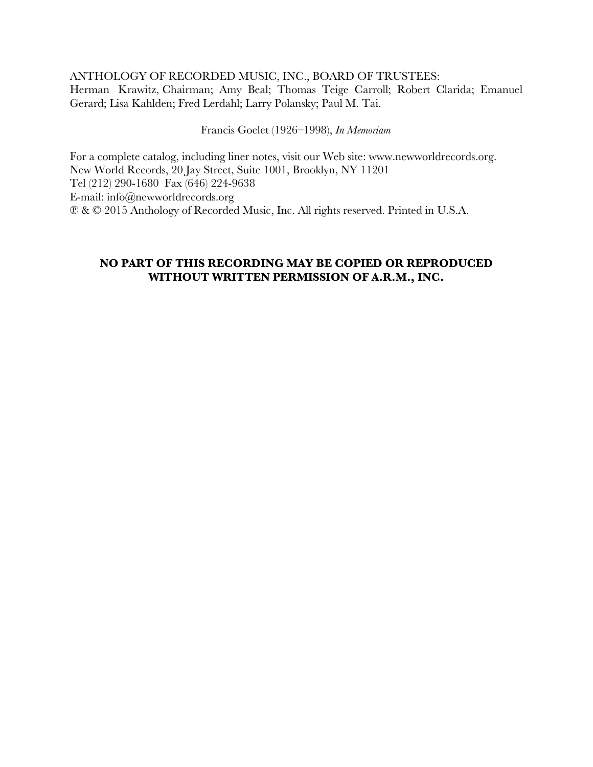ANTHOLOGY OF RECORDED MUSIC, INC., BOARD OF TRUSTEES:
Herman Krawitz, Chairman; Amy Beal; Thomas Teige Carroll; Robert Clarida; Emanuel Gerard; Lisa Kahlden; Fred Lerdahl; Larry Polansky; Paul M. Tai.

Francis Goelet (1926–1998), *In Memoriam*

For a complete catalog, including liner notes, visit our Web site: www.newworldrecords.org.
New World Records, 20 Jay Street, Suite 1001, Brooklyn, NY 11201
Tel (212) 290-1680 Fax (646) 224-9638
E-mail: info@newworldrecords.org
℗ & © 2015 Anthology of Recorded Music, Inc. All rights reserved. Printed in U.S.A.

**NO PART OF THIS RECORDING MAY BE COPIED OR REPRODUCED WITHOUT WRITTEN PERMISSION OF A.R.M., INC.**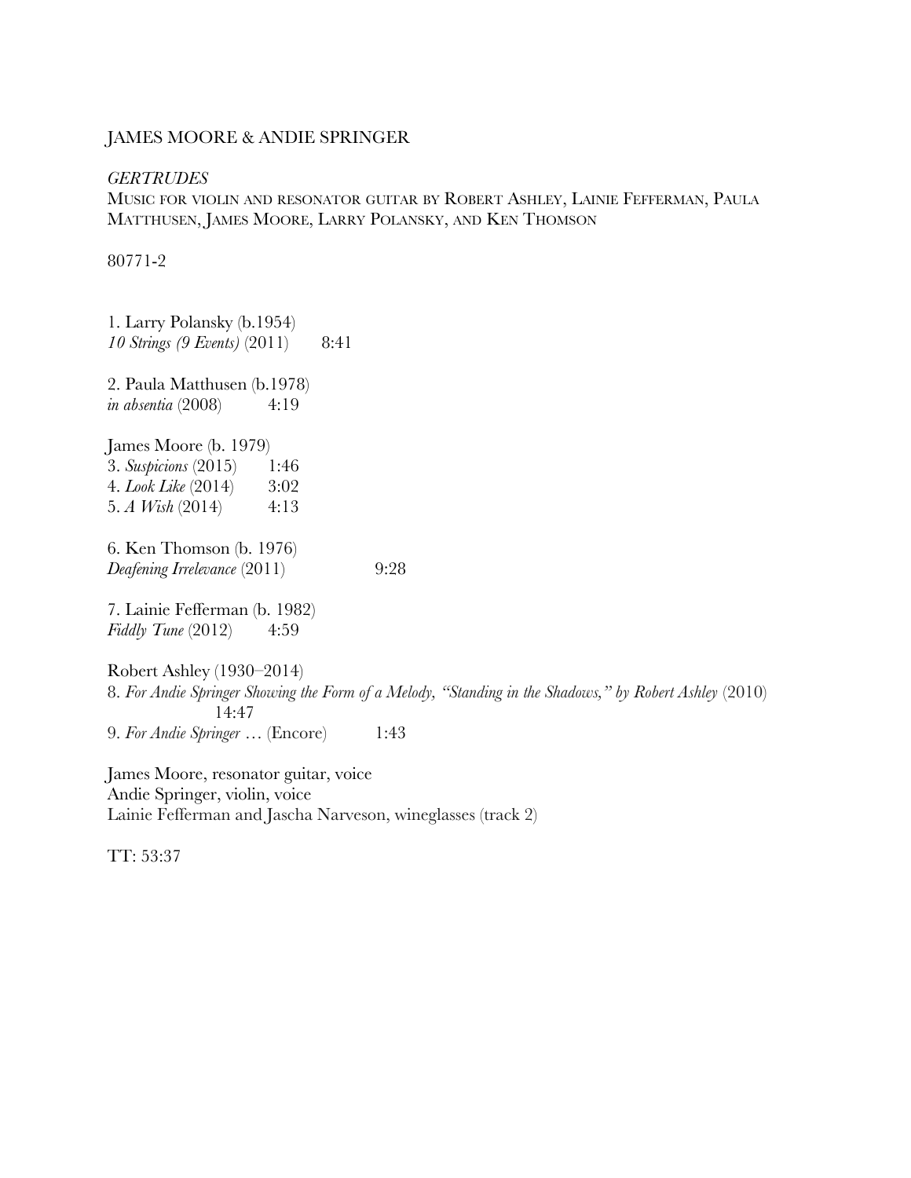JAMES MOORE & ANDIE SPRINGER

*GERTRUDES*
MUSIC FOR VIOLIN AND RESONATOR GUITAR BY ROBERT ASHLEY, LAINIE FEFFERMAN, PAULA MATTHUSEN, JAMES MOORE, LARRY POLANSKY, AND KEN THOMSON

80771-2

1. Larry Polansky (b.1954)
*10 Strings (9 Events)* (2011) 8:41

2. Paula Matthusen (b.1978)
*in absentia* (2008) 4:19

James Moore (b. 1979)
3. *Suspicions* (2015) 1:46
4. *Look Like* (2014) 3:02
5. *A Wish* (2014) 4:13

6. Ken Thomson (b. 1976)
*Deafening Irrelevance* (2011) 9:28

7. Lainie Fefferman (b. 1982)
*Fiddly Tune* (2012) 4:59

Robert Ashley (1930–2014)
8. *For Andie Springer Showing the Form of a Melody, "Standing in the Shadows," by Robert Ashley* (2010) 14:47
9. *For Andie Springer …* (Encore) 1:43

James Moore, resonator guitar, voice
Andie Springer, violin, voice
Lainie Fefferman and Jascha Narveson, wineglasses (track 2)

TT: 53:37